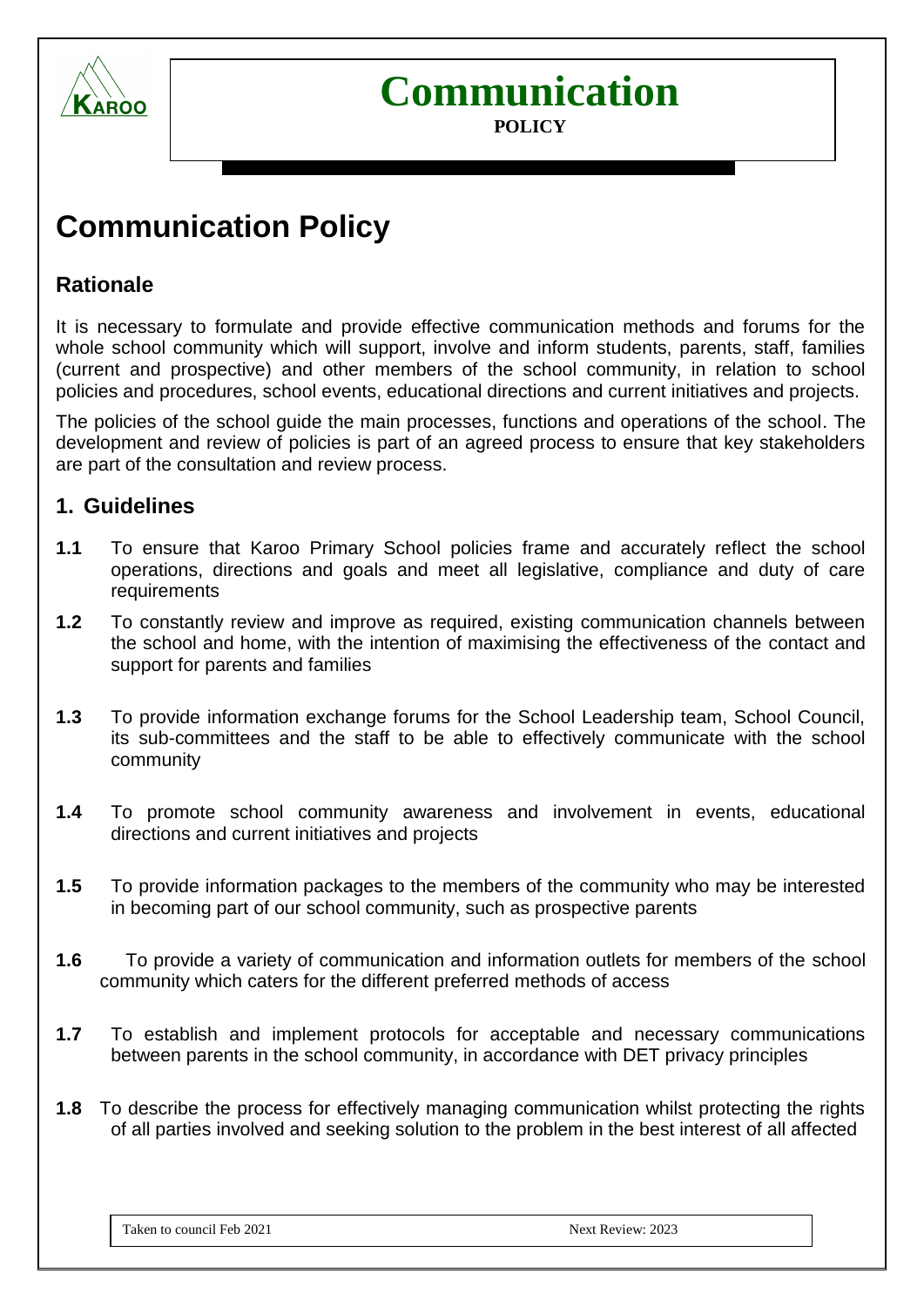# Communication

**POLICY**

# Communication Policy

## Rationale

It is necessary to formulate and provide effective communication methods and forums for the whole school community which will support, involve and inform students, parents, staff, families (current and prospective) and other members of the school community, in relation to school policies and procedures, school events, educational directions and current initiatives and projects.

The policies of the school guide the main processes, functions and operations of the school. The development and review of policies is part of an agreed process to ensure that key stakeholders are part of the consultation and review process.

## 1. Guidelines

**1.1** To ensure that Karoo Primary School policies frame and accurately reflect the school operations, directions and goals and meet all legislative, compliance and duty of care requirements

**1.2** To constantly review and improve as required, existing communication channels between the school and home, with the intention of maximising the effectiveness of the contact and support for parents and families

**1.3** To provide information exchange forums for the School Leadership team, School Council, its sub-committees and the staff to be able to effectively communicate with the school community

**1.4** To promote school community awareness and involvement in events, educational directions and current initiatives and projects

**1.5** To provide information packages to the members of the community who may be interested in becoming part of our school community, such as prospective parents

**1.6** To provide a variety of communication and information outlets for members of the school community which caters for the different preferred methods of access

**1.7** To establish and implement protocols for acceptable and necessary communications between parents in the school community, in accordance with DET privacy principles

**1.8** To describe the process for effectively managing communication whilst protecting the rights of all parties involved and seeking solution to the problem in the best interest of all affected

Taken to council Feb 2021 Next Review: 2023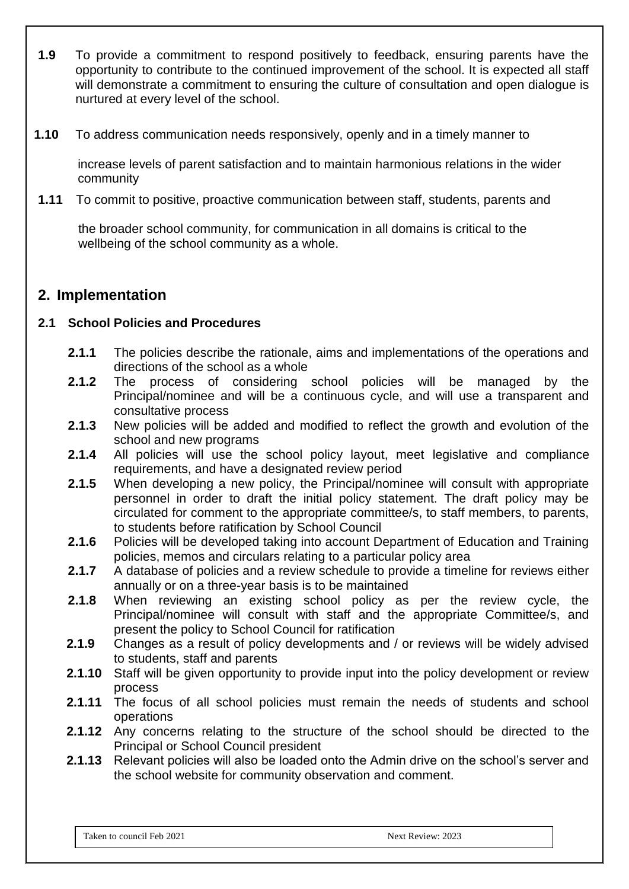**1.9** To provide a commitment to respond positively to feedback, ensuring parents have the opportunity to contribute to the continued improvement of the school. It is expected all staff will demonstrate a commitment to ensuring the culture of consultation and open dialogue is nurtured at every level of the school.

**1.10** To address communication needs responsively, openly and in a timely manner to increase levels of parent satisfaction and to maintain harmonious relations in the wider community

**1.11** To commit to positive, proactive communication between staff, students, parents and the broader school community, for communication in all domains is critical to the wellbeing of the school community as a whole.

## 2. Implementation

### 2.1 School Policies and Procedures

- **2.1.1** The policies describe the rationale, aims and implementations of the operations and directions of the school as a whole
- **2.1.2** The process of considering school policies will be managed by the Principal/nominee and will be a continuous cycle, and will use a transparent and consultative process
- **2.1.3** New policies will be added and modified to reflect the growth and evolution of the school and new programs
- **2.1.4** All policies will use the school policy layout, meet legislative and compliance requirements, and have a designated review period
- **2.1.5** When developing a new policy, the Principal/nominee will consult with appropriate personnel in order to draft the initial policy statement. The draft policy may be circulated for comment to the appropriate committee/s, to staff members, to parents, to students before ratification by School Council
- **2.1.6** Policies will be developed taking into account Department of Education and Training policies, memos and circulars relating to a particular policy area
- **2.1.7** A database of policies and a review schedule to provide a timeline for reviews either annually or on a three-year basis is to be maintained
- **2.1.8** When reviewing an existing school policy as per the review cycle, the Principal/nominee will consult with staff and the appropriate Committee/s, and present the policy to School Council for ratification
- **2.1.9** Changes as a result of policy developments and / or reviews will be widely advised to students, staff and parents
- **2.1.10** Staff will be given opportunity to provide input into the policy development or review process
- **2.1.11** The focus of all school policies must remain the needs of students and school operations
- **2.1.12** Any concerns relating to the structure of the school should be directed to the Principal or School Council president
- **2.1.13** Relevant policies will also be loaded onto the Admin drive on the school's server and the school website for community observation and comment.

| Taken to council Feb 2021 | Next Review: 2023 |
|---|---|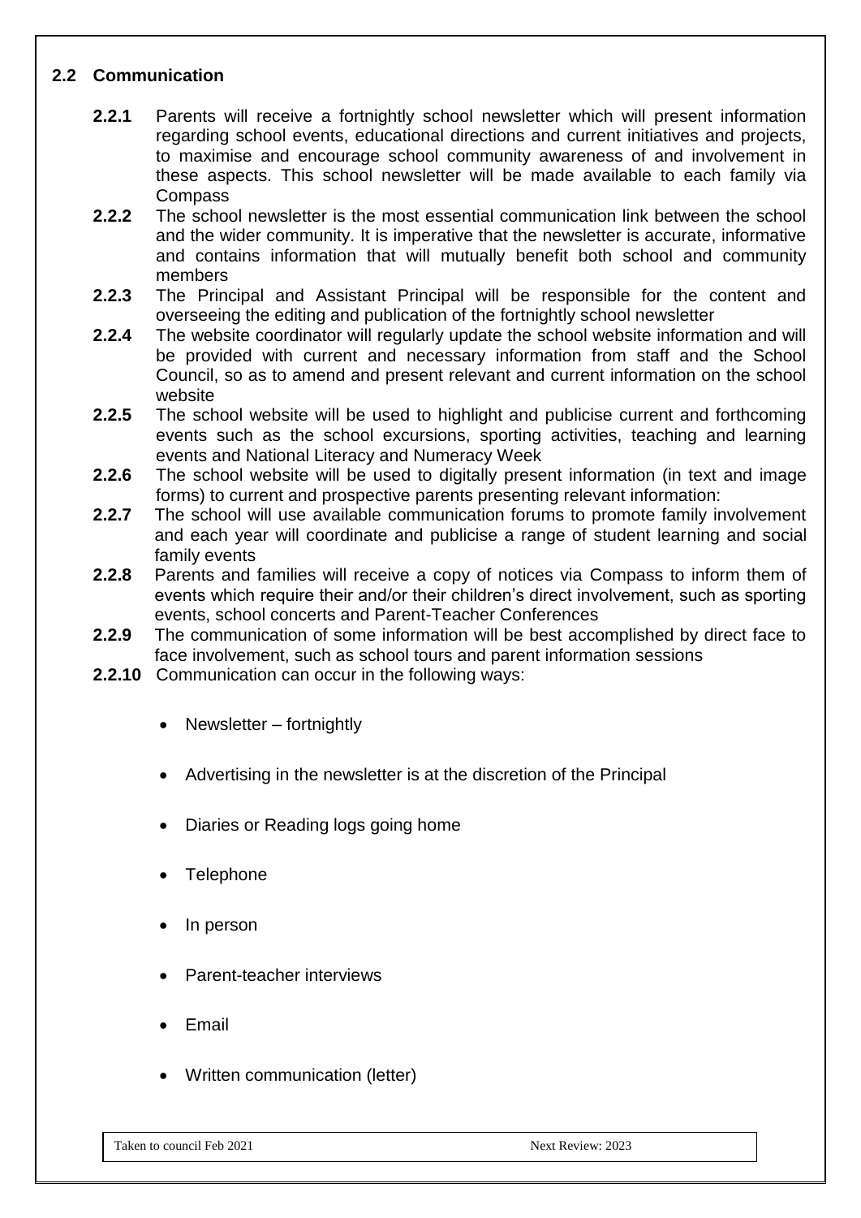## 2.2 Communication

**2.2.1** Parents will receive a fortnightly school newsletter which will present information regarding school events, educational directions and current initiatives and projects, to maximise and encourage school community awareness of and involvement in these aspects. This school newsletter will be made available to each family via Compass

**2.2.2** The school newsletter is the most essential communication link between the school and the wider community. It is imperative that the newsletter is accurate, informative and contains information that will mutually benefit both school and community members

**2.2.3** The Principal and Assistant Principal will be responsible for the content and overseeing the editing and publication of the fortnightly school newsletter

**2.2.4** The website coordinator will regularly update the school website information and will be provided with current and necessary information from staff and the School Council, so as to amend and present relevant and current information on the school website

**2.2.5** The school website will be used to highlight and publicise current and forthcoming events such as the school excursions, sporting activities, teaching and learning events and National Literacy and Numeracy Week

**2.2.6** The school website will be used to digitally present information (in text and image forms) to current and prospective parents presenting relevant information:

**2.2.7** The school will use available communication forums to promote family involvement and each year will coordinate and publicise a range of student learning and social family events

**2.2.8** Parents and families will receive a copy of notices via Compass to inform them of events which require their and/or their children's direct involvement, such as sporting events, school concerts and Parent-Teacher Conferences

**2.2.9** The communication of some information will be best accomplished by direct face to face involvement, such as school tours and parent information sessions

**2.2.10** Communication can occur in the following ways:

- Newsletter – fortnightly
- Advertising in the newsletter is at the discretion of the Principal
- Diaries or Reading logs going home
- Telephone
- In person
- Parent-teacher interviews
- Email
- Written communication (letter)

Taken to council Feb 2021 Next Review: 2023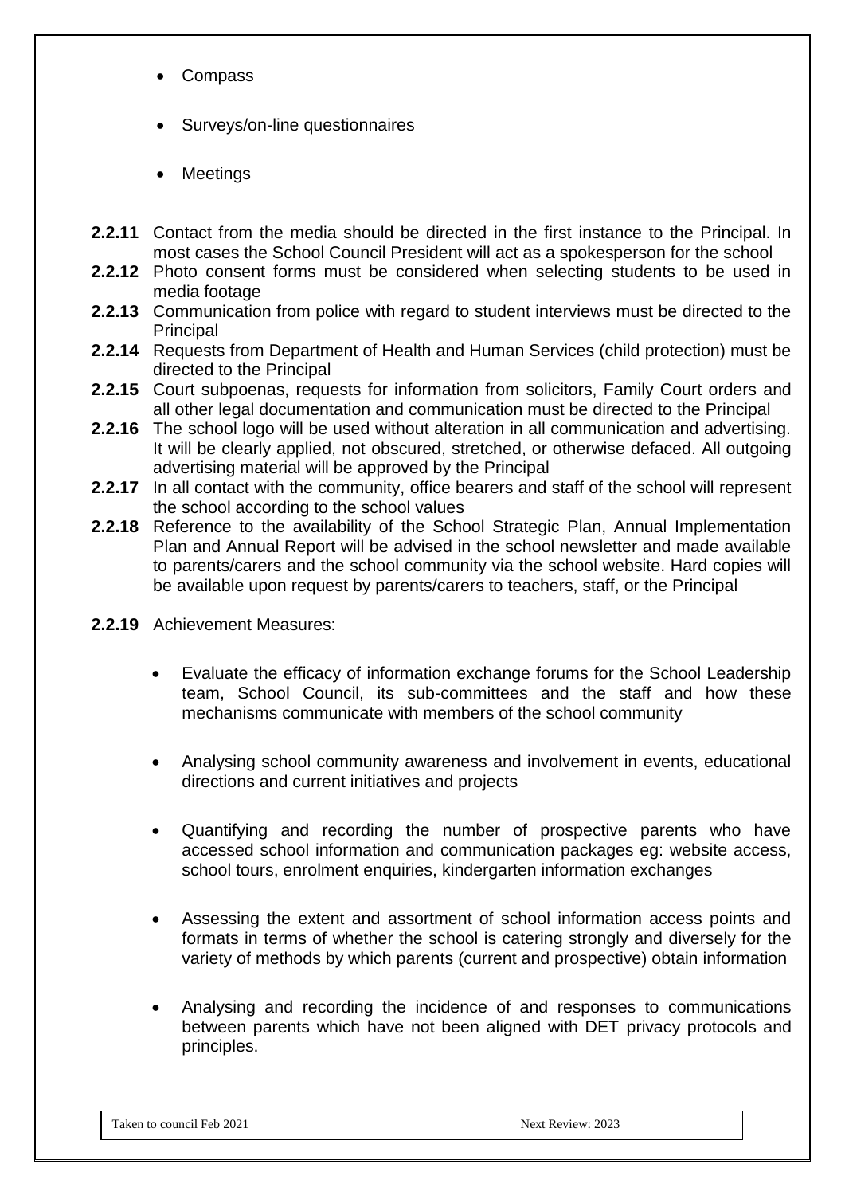- Compass
- Surveys/on-line questionnaires
- Meetings

**2.2.11** Contact from the media should be directed in the first instance to the Principal. In most cases the School Council President will act as a spokesperson for the school

**2.2.12** Photo consent forms must be considered when selecting students to be used in media footage

**2.2.13** Communication from police with regard to student interviews must be directed to the Principal

**2.2.14** Requests from Department of Health and Human Services (child protection) must be directed to the Principal

**2.2.15** Court subpoenas, requests for information from solicitors, Family Court orders and all other legal documentation and communication must be directed to the Principal

**2.2.16** The school logo will be used without alteration in all communication and advertising. It will be clearly applied, not obscured, stretched, or otherwise defaced. All outgoing advertising material will be approved by the Principal

**2.2.17** In all contact with the community, office bearers and staff of the school will represent the school according to the school values

**2.2.18** Reference to the availability of the School Strategic Plan, Annual Implementation Plan and Annual Report will be advised in the school newsletter and made available to parents/carers and the school community via the school website. Hard copies will be available upon request by parents/carers to teachers, staff, or the Principal

**2.2.19** Achievement Measures:

- Evaluate the efficacy of information exchange forums for the School Leadership team, School Council, its sub-committees and the staff and how these mechanisms communicate with members of the school community
- Analysing school community awareness and involvement in events, educational directions and current initiatives and projects
- Quantifying and recording the number of prospective parents who have accessed school information and communication packages eg: website access, school tours, enrolment enquiries, kindergarten information exchanges
- Assessing the extent and assortment of school information access points and formats in terms of whether the school is catering strongly and diversely for the variety of methods by which parents (current and prospective) obtain information
- Analysing and recording the incidence of and responses to communications between parents which have not been aligned with DET privacy protocols and principles.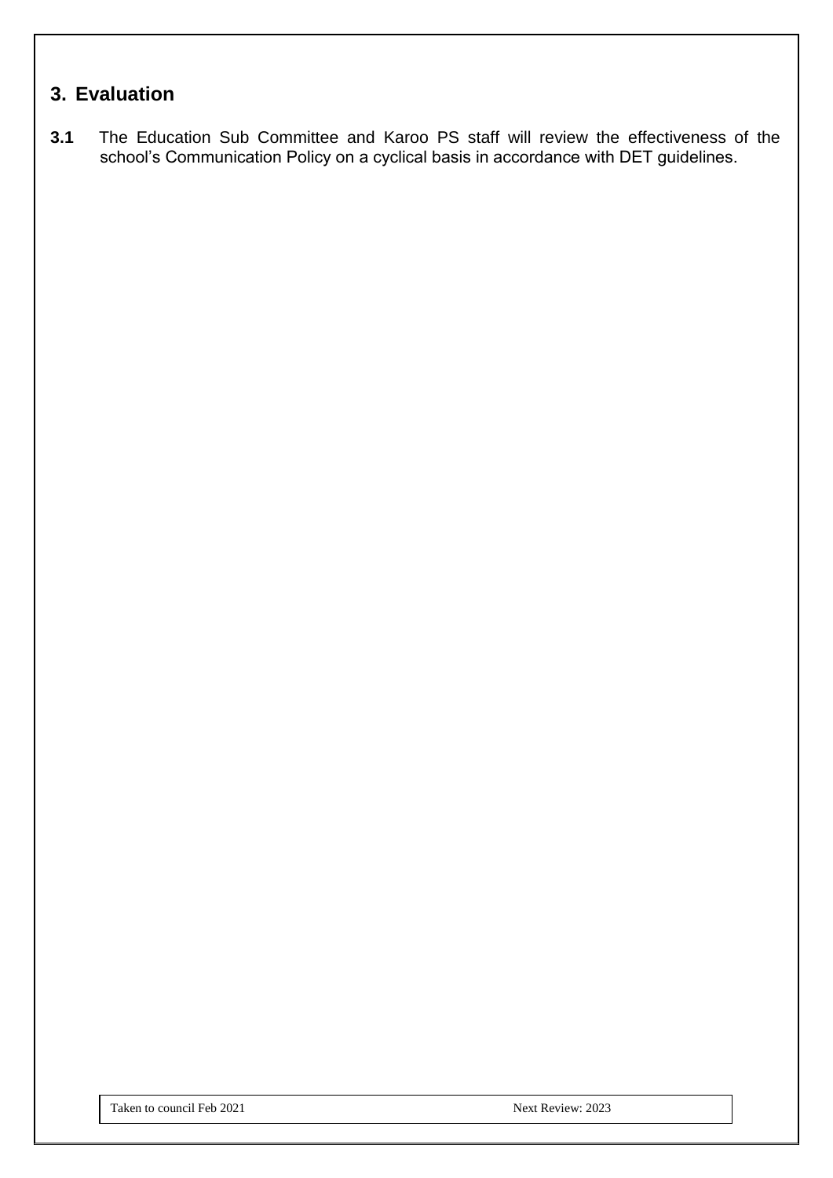## 3. Evaluation

**3.1** The Education Sub Committee and Karoo PS staff will review the effectiveness of the school's Communication Policy on a cyclical basis in accordance with DET guidelines.